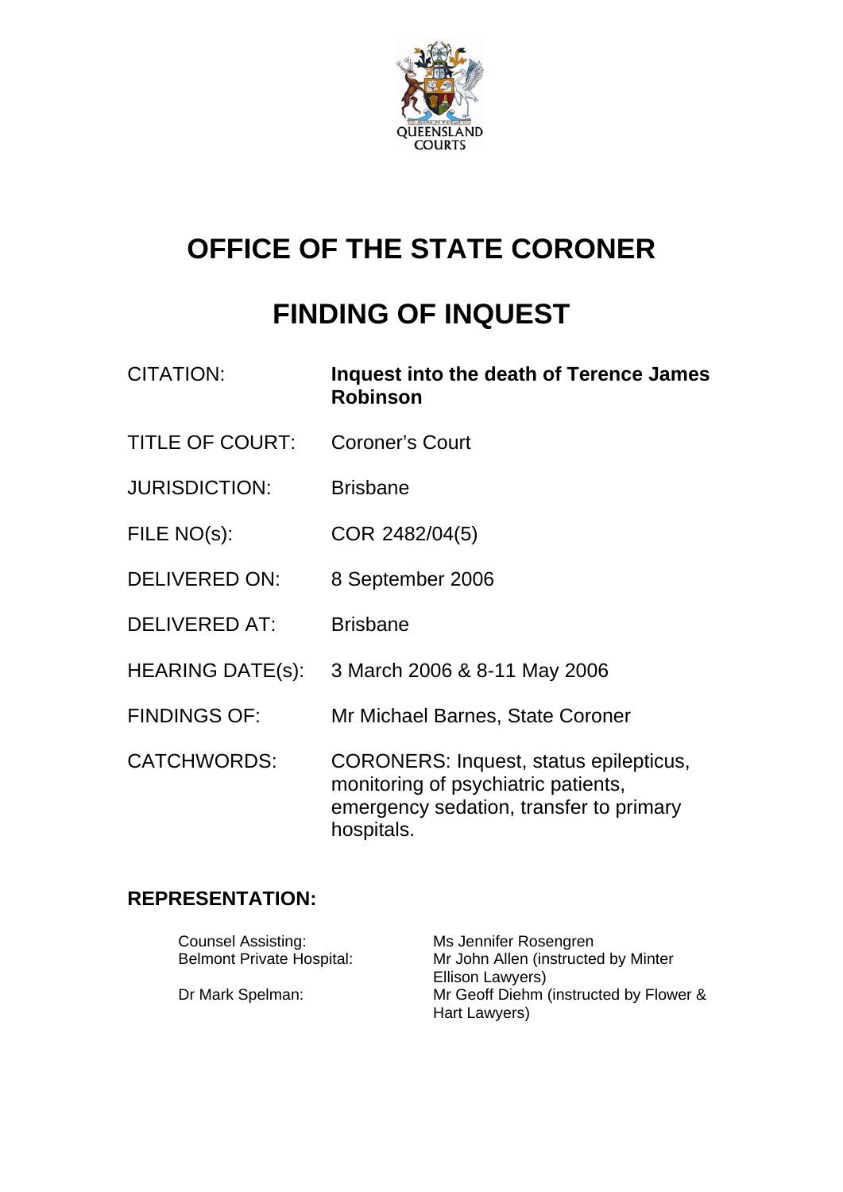QUEENSLAND COURTS

# OFFICE OF THE STATE CORONER

# FINDING OF INQUEST

| | |
|---|---|
| CITATION: | **Inquest into the death of Terence James Robinson** |
| TITLE OF COURT: | Coroner's Court |
| JURISDICTION: | Brisbane |
| FILE NO(s): | COR 2482/04(5) |
| DELIVERED ON: | 8 September 2006 |
| DELIVERED AT: | Brisbane |
| HEARING DATE(s): | 3 March 2006 & 8-11 May 2006 |
| FINDINGS OF: | Mr Michael Barnes, State Coroner |
| CATCHWORDS: | CORONERS: Inquest, status epilepticus, monitoring of psychiatric patients, emergency sedation, transfer to primary hospitals. |

## REPRESENTATION:

| | |
|---|---|
| Counsel Assisting: | Ms Jennifer Rosengren |
| Belmont Private Hospital: | Mr John Allen (instructed by Minter Ellison Lawyers) |
| Dr Mark Spelman: | Mr Geoff Diehm (instructed by Flower & Hart Lawyers) |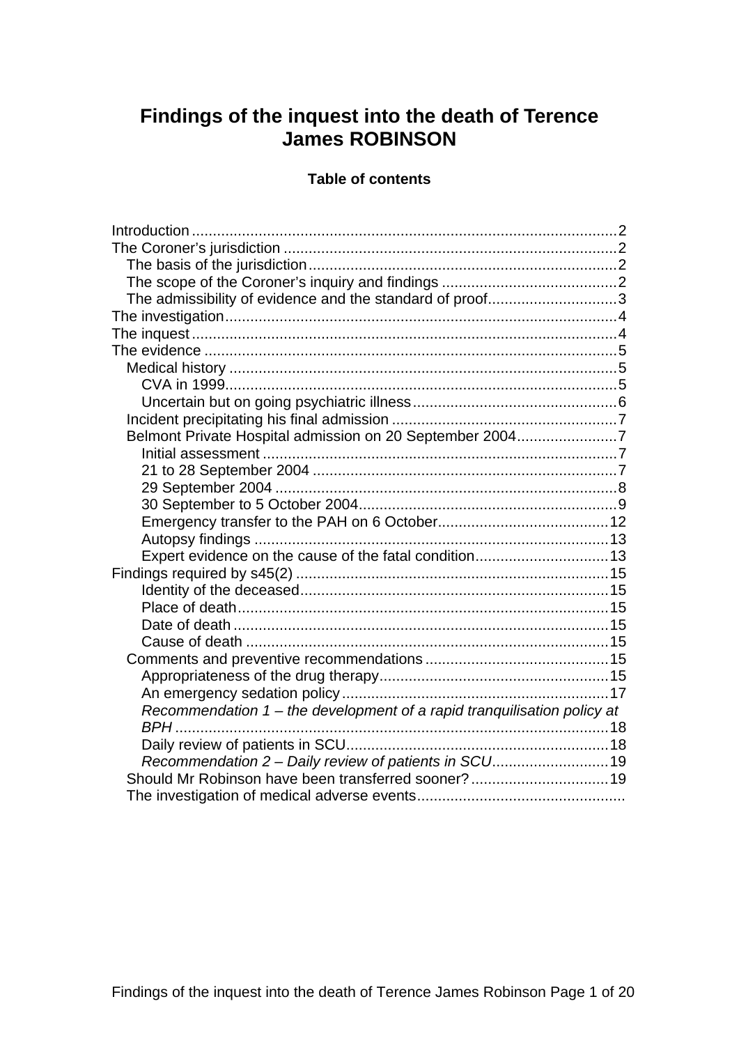# Findings of the inquest into the death of Terence James ROBINSON

**Table of contents**

Introduction ..................................................................................................2
The Coroner's jurisdiction ................................................................................2
The basis of the jurisdiction..........................................................................2
The scope of the Coroner's inquiry and findings ..........................................2
The admissibility of evidence and the standard of proof...............................3
The investigation.............................................................................................4
The inquest......................................................................................................4
The evidence ...................................................................................................5
Medical history .............................................................................................5
CVA in 1999..............................................................................................5
Uncertain but on going psychiatric illness.................................................6
Incident precipitating his final admission ......................................................7
Belmont Private Hospital admission on 20 September 2004........................7
Initial assessment .....................................................................................7
21 to 28 September 2004 .........................................................................7
29 September 2004 ..................................................................................8
30 September to 5 October 2004..............................................................9
Emergency transfer to the PAH on 6 October.........................................12
Autopsy findings .....................................................................................13
Expert evidence on the cause of the fatal condition................................13
Findings required by s45(2) ...........................................................................15
Identity of the deceased..........................................................................15
Place of death.........................................................................................15
Date of death ..........................................................................................15
Cause of death .......................................................................................15
Comments and preventive recommendations ............................................15
Appropriateness of the drug therapy.......................................................15
An emergency sedation policy................................................................17
*Recommendation 1 – the development of a rapid tranquilisation policy at BPH* ........................................................................................................18
Daily review of patients in SCU...............................................................18
*Recommendation 2 – Daily review of patients in SCU*............................19
Should Mr Robinson have been transferred sooner?.................................19
The investigation of medical adverse events.................................................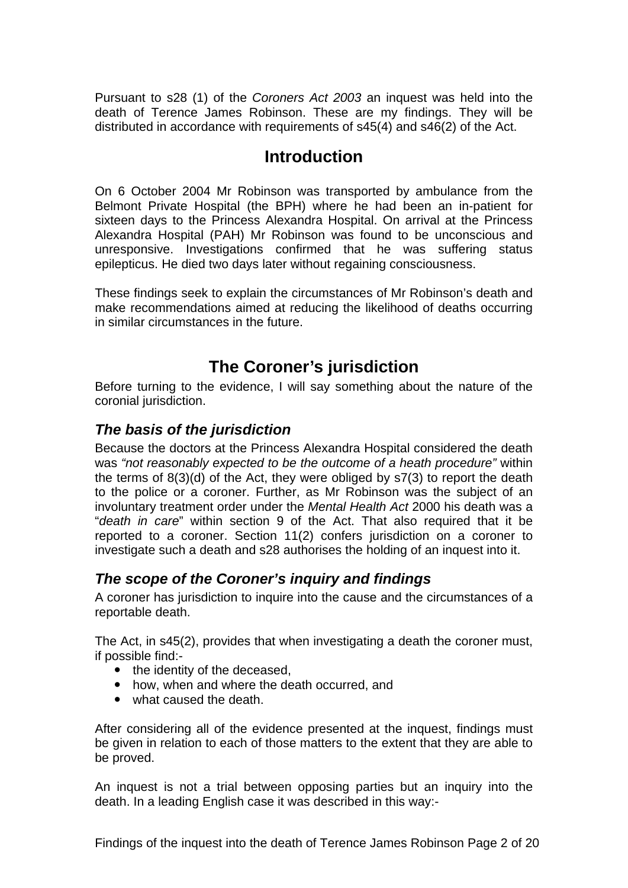Pursuant to s28 (1) of the *Coroners Act 2003* an inquest was held into the death of Terence James Robinson. These are my findings. They will be distributed in accordance with requirements of s45(4) and s46(2) of the Act.

# Introduction

On 6 October 2004 Mr Robinson was transported by ambulance from the Belmont Private Hospital (the BPH) where he had been an in-patient for sixteen days to the Princess Alexandra Hospital. On arrival at the Princess Alexandra Hospital (PAH) Mr Robinson was found to be unconscious and unresponsive. Investigations confirmed that he was suffering status epilepticus. He died two days later without regaining consciousness.

These findings seek to explain the circumstances of Mr Robinson's death and make recommendations aimed at reducing the likelihood of deaths occurring in similar circumstances in the future.

# The Coroner's jurisdiction

Before turning to the evidence, I will say something about the nature of the coronial jurisdiction.

## *The basis of the jurisdiction*

Because the doctors at the Princess Alexandra Hospital considered the death was *"not reasonably expected to be the outcome of a heath procedure"* within the terms of 8(3)(d) of the Act, they were obliged by s7(3) to report the death to the police or a coroner. Further, as Mr Robinson was the subject of an involuntary treatment order under the *Mental Health Act* 2000 his death was a "*death in care*" within section 9 of the Act. That also required that it be reported to a coroner. Section 11(2) confers jurisdiction on a coroner to investigate such a death and s28 authorises the holding of an inquest into it.

## *The scope of the Coroner's inquiry and findings*

A coroner has jurisdiction to inquire into the cause and the circumstances of a reportable death.

The Act, in s45(2), provides that when investigating a death the coroner must, if possible find:-

- the identity of the deceased,
- how, when and where the death occurred, and
- what caused the death.

After considering all of the evidence presented at the inquest, findings must be given in relation to each of those matters to the extent that they are able to be proved.

An inquest is not a trial between opposing parties but an inquiry into the death. In a leading English case it was described in this way:-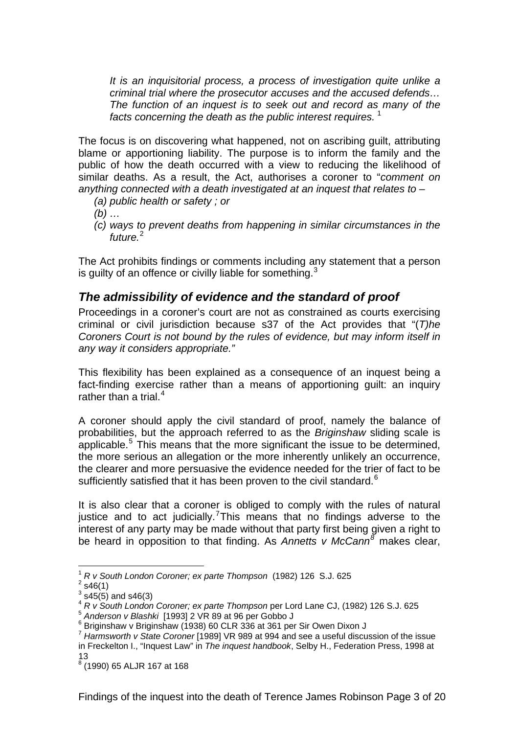> *It is an inquisitorial process, a process of investigation quite unlike a criminal trial where the prosecutor accuses and the accused defends… The function of an inquest is to seek out and record as many of the facts concerning the death as the public interest requires.* [1]

The focus is on discovering what happened, not on ascribing guilt, attributing blame or apportioning liability. The purpose is to inform the family and the public of how the death occurred with a view to reducing the likelihood of similar deaths. As a result, the Act, authorises a coroner to "*comment on anything connected with a death investigated at an inquest that relates to –*

*(a) public health or safety ; or*

*(b) …*

*(c) ways to prevent deaths from happening in similar circumstances in the future.*[2]

The Act prohibits findings or comments including any statement that a person is guilty of an offence or civilly liable for something.[3]

## *The admissibility of evidence and the standard of proof*

Proceedings in a coroner's court are not as constrained as courts exercising criminal or civil jurisdiction because s37 of the Act provides that "(*T)he Coroners Court is not bound by the rules of evidence, but may inform itself in any way it considers appropriate."*

This flexibility has been explained as a consequence of an inquest being a fact-finding exercise rather than a means of apportioning guilt: an inquiry rather than a trial.[4]

A coroner should apply the civil standard of proof, namely the balance of probabilities, but the approach referred to as the *Briginshaw* sliding scale is applicable.[5] This means that the more significant the issue to be determined, the more serious an allegation or the more inherently unlikely an occurrence, the clearer and more persuasive the evidence needed for the trier of fact to be sufficiently satisfied that it has been proven to the civil standard.[6]

It is also clear that a coroner is obliged to comply with the rules of natural justice and to act judicially.[7] This means that no findings adverse to the interest of any party may be made without that party first being given a right to be heard in opposition to that finding. As *Annetts v McCann*[8] makes clear,

---

[1] *R v South London Coroner; ex parte Thompson* (1982) 126 S.J. 625

[2] s46(1)

[3] s45(5) and s46(3)

[4] *R v South London Coroner; ex parte Thompson* per Lord Lane CJ, (1982) 126 S.J. 625

[5] *Anderson v Blashki* [1993] 2 VR 89 at 96 per Gobbo J

[6] Briginshaw v Briginshaw (1938) 60 CLR 336 at 361 per Sir Owen Dixon J

[7] *Harmsworth v State Coroner* [1989] VR 989 at 994 and see a useful discussion of the issue in Freckelton I., "Inquest Law" in *The inquest handbook*, Selby H., Federation Press, 1998 at 13

[8] (1990) 65 ALJR 167 at 168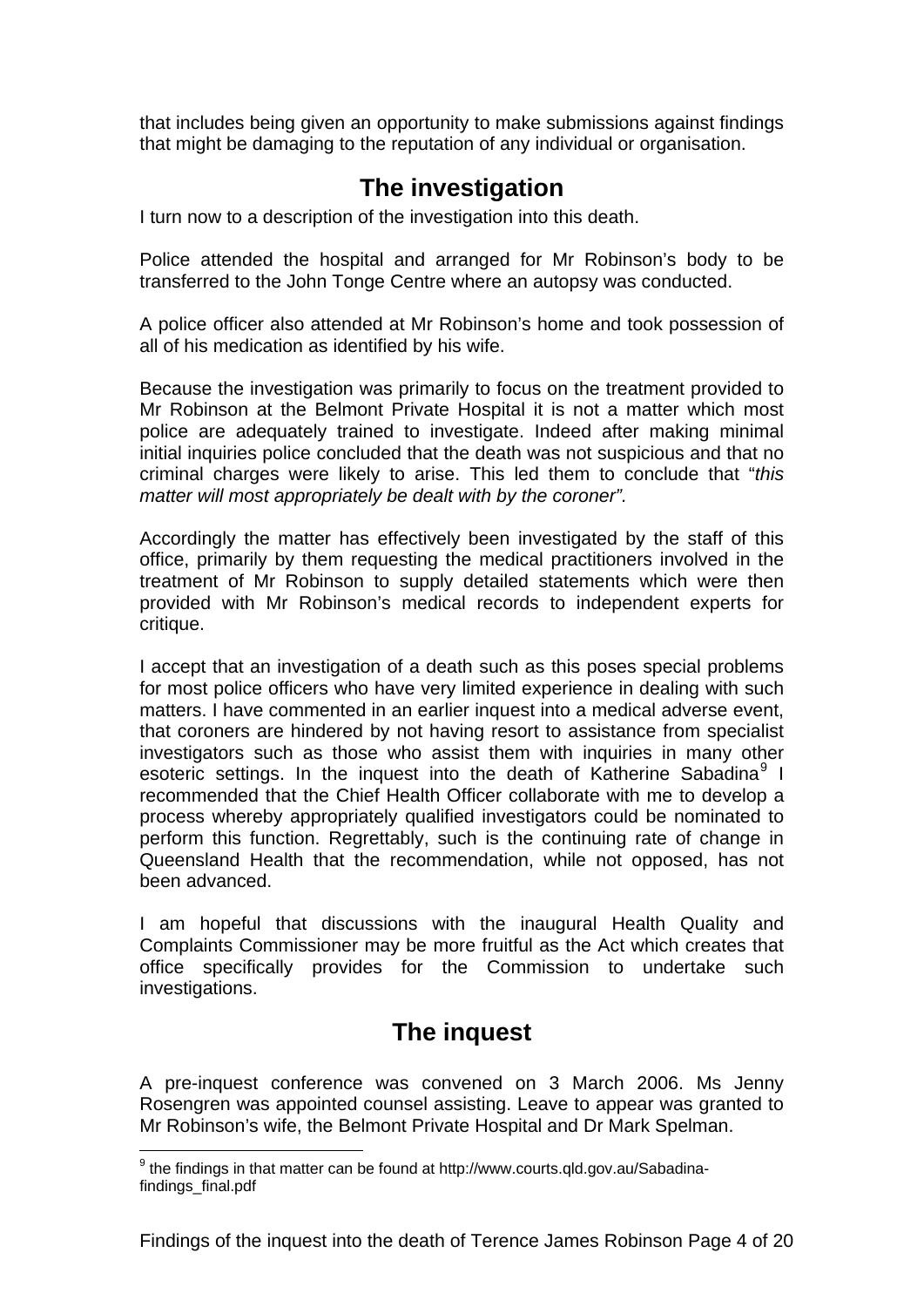that includes being given an opportunity to make submissions against findings that might be damaging to the reputation of any individual or organisation.

## The investigation

I turn now to a description of the investigation into this death.

Police attended the hospital and arranged for Mr Robinson's body to be transferred to the John Tonge Centre where an autopsy was conducted.

A police officer also attended at Mr Robinson's home and took possession of all of his medication as identified by his wife.

Because the investigation was primarily to focus on the treatment provided to Mr Robinson at the Belmont Private Hospital it is not a matter which most police are adequately trained to investigate. Indeed after making minimal initial inquiries police concluded that the death was not suspicious and that no criminal charges were likely to arise. This led them to conclude that "*this matter will most appropriately be dealt with by the coroner".*

Accordingly the matter has effectively been investigated by the staff of this office, primarily by them requesting the medical practitioners involved in the treatment of Mr Robinson to supply detailed statements which were then provided with Mr Robinson's medical records to independent experts for critique.

I accept that an investigation of a death such as this poses special problems for most police officers who have very limited experience in dealing with such matters. I have commented in an earlier inquest into a medical adverse event, that coroners are hindered by not having resort to assistance from specialist investigators such as those who assist them with inquiries in many other esoteric settings. In the inquest into the death of Katherine Sabadina[9] I recommended that the Chief Health Officer collaborate with me to develop a process whereby appropriately qualified investigators could be nominated to perform this function. Regrettably, such is the continuing rate of change in Queensland Health that the recommendation, while not opposed, has not been advanced.

I am hopeful that discussions with the inaugural Health Quality and Complaints Commissioner may be more fruitful as the Act which creates that office specifically provides for the Commission to undertake such investigations.

## The inquest

A pre-inquest conference was convened on 3 March 2006. Ms Jenny Rosengren was appointed counsel assisting. Leave to appear was granted to Mr Robinson's wife, the Belmont Private Hospital and Dr Mark Spelman.

---

[9] the findings in that matter can be found at http://www.courts.qld.gov.au/Sabadina-findings_final.pdf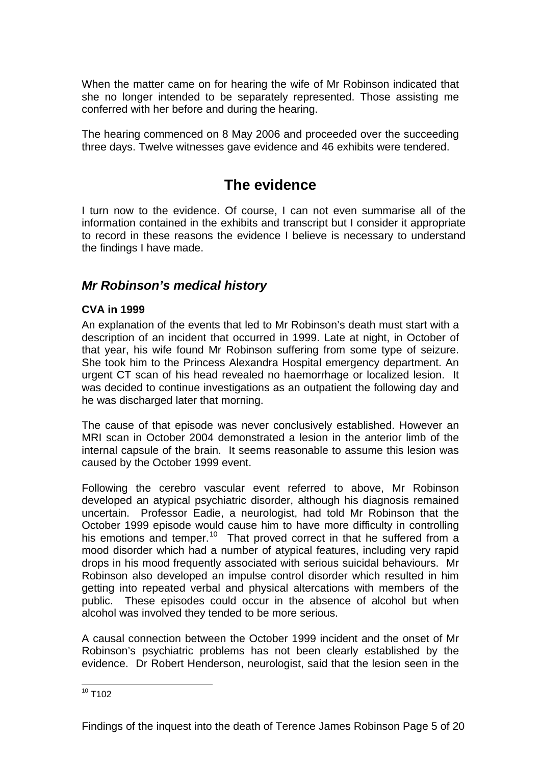When the matter came on for hearing the wife of Mr Robinson indicated that she no longer intended to be separately represented. Those assisting me conferred with her before and during the hearing.

The hearing commenced on 8 May 2006 and proceeded over the succeeding three days. Twelve witnesses gave evidence and 46 exhibits were tendered.

# The evidence

I turn now to the evidence. Of course, I can not even summarise all of the information contained in the exhibits and transcript but I consider it appropriate to record in these reasons the evidence I believe is necessary to understand the findings I have made.

## *Mr Robinson's medical history*

### CVA in 1999

An explanation of the events that led to Mr Robinson's death must start with a description of an incident that occurred in 1999. Late at night, in October of that year, his wife found Mr Robinson suffering from some type of seizure. She took him to the Princess Alexandra Hospital emergency department. An urgent CT scan of his head revealed no haemorrhage or localized lesion. It was decided to continue investigations as an outpatient the following day and he was discharged later that morning.

The cause of that episode was never conclusively established. However an MRI scan in October 2004 demonstrated a lesion in the anterior limb of the internal capsule of the brain. It seems reasonable to assume this lesion was caused by the October 1999 event.

Following the cerebro vascular event referred to above, Mr Robinson developed an atypical psychiatric disorder, although his diagnosis remained uncertain. Professor Eadie, a neurologist, had told Mr Robinson that the October 1999 episode would cause him to have more difficulty in controlling his emotions and temper.[10] That proved correct in that he suffered from a mood disorder which had a number of atypical features, including very rapid drops in his mood frequently associated with serious suicidal behaviours. Mr Robinson also developed an impulse control disorder which resulted in him getting into repeated verbal and physical altercations with members of the public. These episodes could occur in the absence of alcohol but when alcohol was involved they tended to be more serious.

A causal connection between the October 1999 incident and the onset of Mr Robinson's psychiatric problems has not been clearly established by the evidence. Dr Robert Henderson, neurologist, said that the lesion seen in the

[10] T102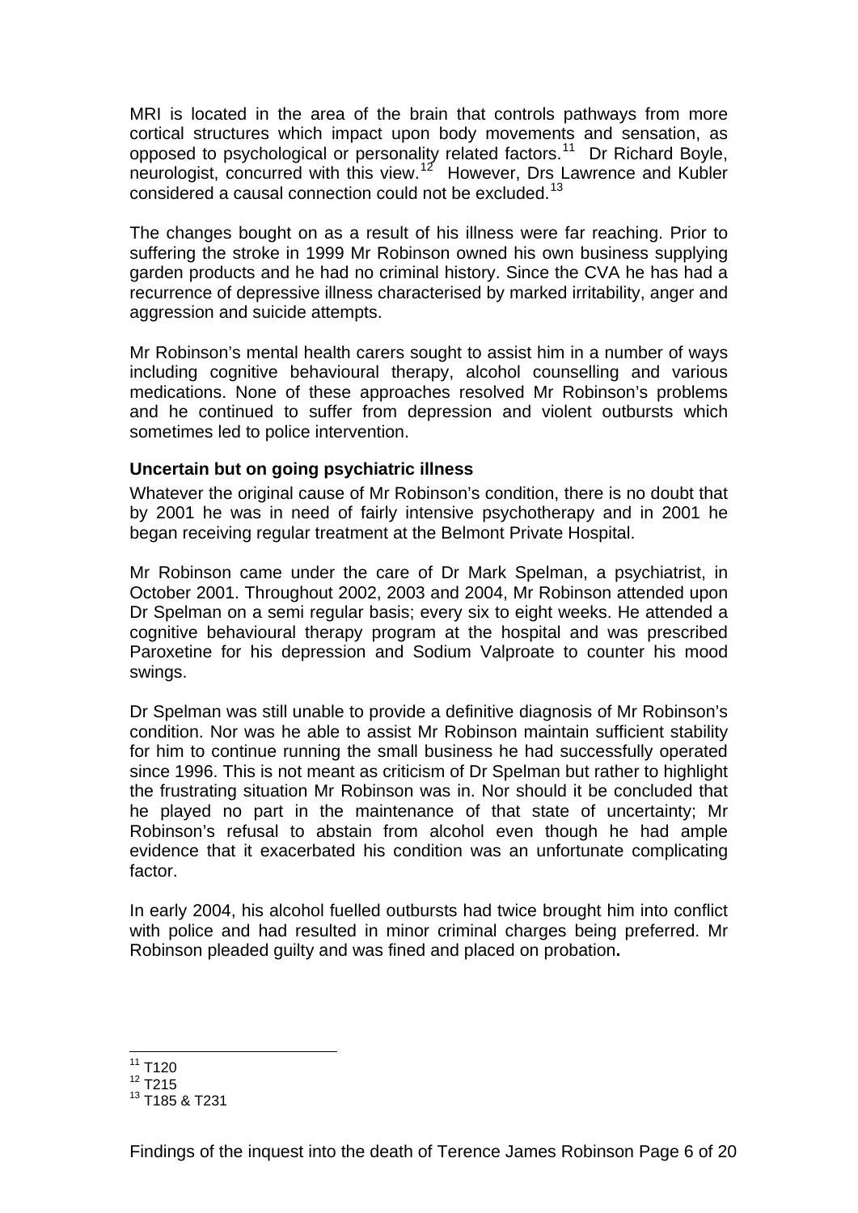MRI is located in the area of the brain that controls pathways from more cortical structures which impact upon body movements and sensation, as opposed to psychological or personality related factors.[11] Dr Richard Boyle, neurologist, concurred with this view.[12] However, Drs Lawrence and Kubler considered a causal connection could not be excluded.[13]

The changes bought on as a result of his illness were far reaching. Prior to suffering the stroke in 1999 Mr Robinson owned his own business supplying garden products and he had no criminal history. Since the CVA he has had a recurrence of depressive illness characterised by marked irritability, anger and aggression and suicide attempts.

Mr Robinson's mental health carers sought to assist him in a number of ways including cognitive behavioural therapy, alcohol counselling and various medications. None of these approaches resolved Mr Robinson's problems and he continued to suffer from depression and violent outbursts which sometimes led to police intervention.

**Uncertain but on going psychiatric illness**

Whatever the original cause of Mr Robinson's condition, there is no doubt that by 2001 he was in need of fairly intensive psychotherapy and in 2001 he began receiving regular treatment at the Belmont Private Hospital.

Mr Robinson came under the care of Dr Mark Spelman, a psychiatrist, in October 2001. Throughout 2002, 2003 and 2004, Mr Robinson attended upon Dr Spelman on a semi regular basis; every six to eight weeks. He attended a cognitive behavioural therapy program at the hospital and was prescribed Paroxetine for his depression and Sodium Valproate to counter his mood swings.

Dr Spelman was still unable to provide a definitive diagnosis of Mr Robinson's condition. Nor was he able to assist Mr Robinson maintain sufficient stability for him to continue running the small business he had successfully operated since 1996. This is not meant as criticism of Dr Spelman but rather to highlight the frustrating situation Mr Robinson was in. Nor should it be concluded that he played no part in the maintenance of that state of uncertainty; Mr Robinson's refusal to abstain from alcohol even though he had ample evidence that it exacerbated his condition was an unfortunate complicating factor.

In early 2004, his alcohol fuelled outbursts had twice brought him into conflict with police and had resulted in minor criminal charges being preferred. Mr Robinson pleaded guilty and was fined and placed on probation**.**

---

[11] T120

[12] T215

[13] T185 & T231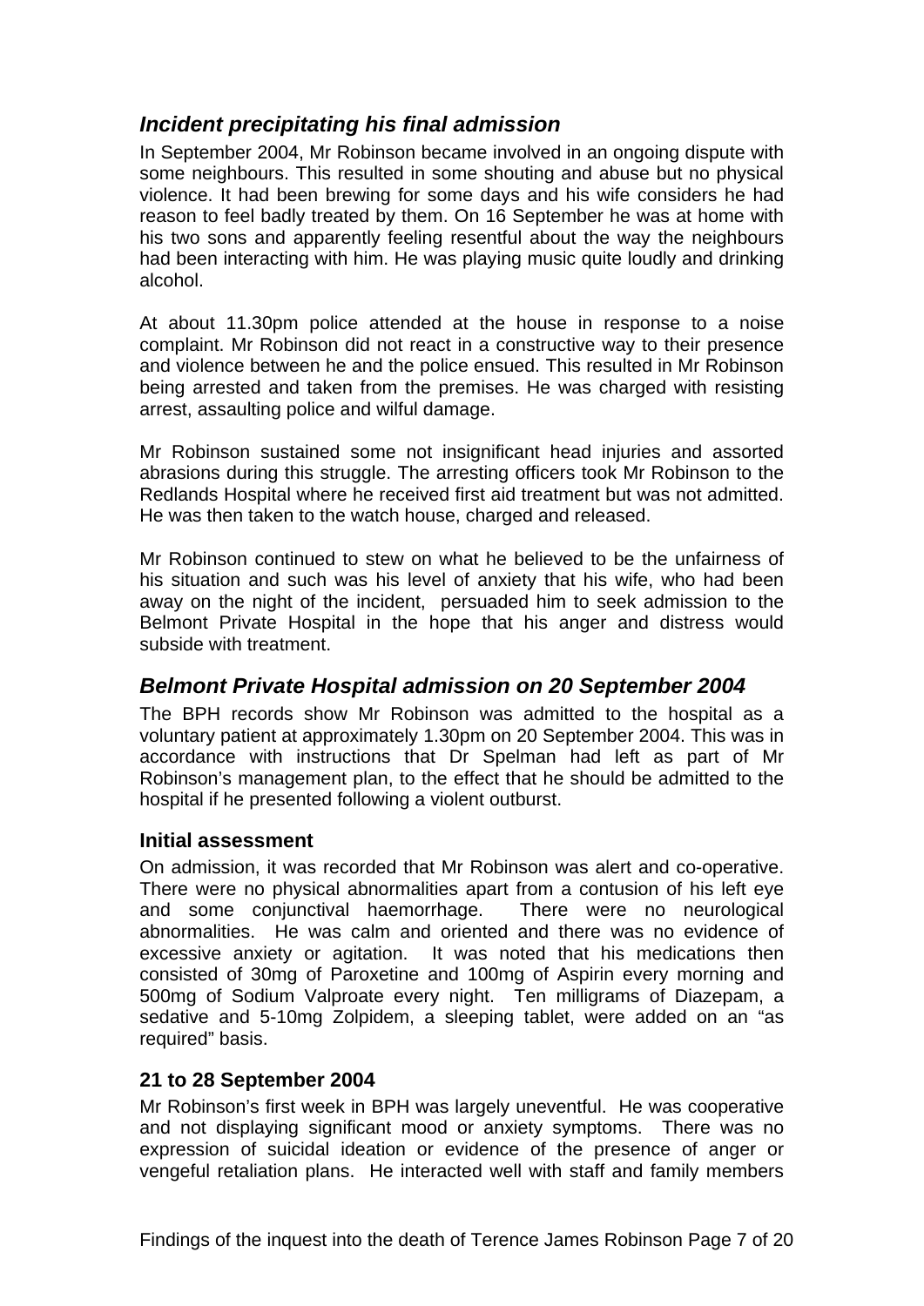## *Incident precipitating his final admission*

In September 2004, Mr Robinson became involved in an ongoing dispute with some neighbours. This resulted in some shouting and abuse but no physical violence. It had been brewing for some days and his wife considers he had reason to feel badly treated by them. On 16 September he was at home with his two sons and apparently feeling resentful about the way the neighbours had been interacting with him. He was playing music quite loudly and drinking alcohol.

At about 11.30pm police attended at the house in response to a noise complaint. Mr Robinson did not react in a constructive way to their presence and violence between he and the police ensued. This resulted in Mr Robinson being arrested and taken from the premises. He was charged with resisting arrest, assaulting police and wilful damage.

Mr Robinson sustained some not insignificant head injuries and assorted abrasions during this struggle. The arresting officers took Mr Robinson to the Redlands Hospital where he received first aid treatment but was not admitted. He was then taken to the watch house, charged and released.

Mr Robinson continued to stew on what he believed to be the unfairness of his situation and such was his level of anxiety that his wife, who had been away on the night of the incident, persuaded him to seek admission to the Belmont Private Hospital in the hope that his anger and distress would subside with treatment.

## *Belmont Private Hospital admission on 20 September 2004*

The BPH records show Mr Robinson was admitted to the hospital as a voluntary patient at approximately 1.30pm on 20 September 2004. This was in accordance with instructions that Dr Spelman had left as part of Mr Robinson's management plan, to the effect that he should be admitted to the hospital if he presented following a violent outburst.

### Initial assessment

On admission, it was recorded that Mr Robinson was alert and co-operative. There were no physical abnormalities apart from a contusion of his left eye and some conjunctival haemorrhage. There were no neurological abnormalities. He was calm and oriented and there was no evidence of excessive anxiety or agitation. It was noted that his medications then consisted of 30mg of Paroxetine and 100mg of Aspirin every morning and 500mg of Sodium Valproate every night. Ten milligrams of Diazepam, a sedative and 5-10mg Zolpidem, a sleeping tablet, were added on an "as required" basis.

### 21 to 28 September 2004

Mr Robinson's first week in BPH was largely uneventful. He was cooperative and not displaying significant mood or anxiety symptoms. There was no expression of suicidal ideation or evidence of the presence of anger or vengeful retaliation plans. He interacted well with staff and family members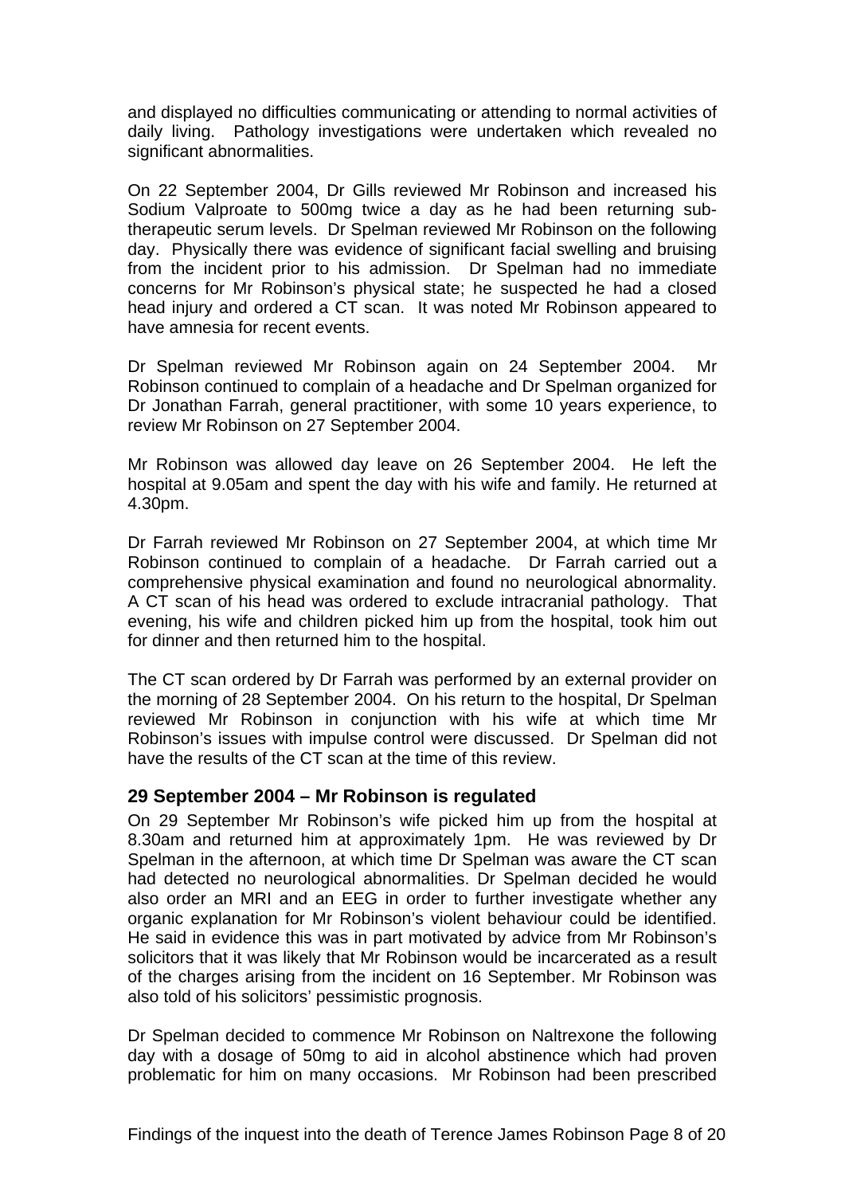and displayed no difficulties communicating or attending to normal activities of daily living. Pathology investigations were undertaken which revealed no significant abnormalities.

On 22 September 2004, Dr Gills reviewed Mr Robinson and increased his Sodium Valproate to 500mg twice a day as he had been returning sub-therapeutic serum levels. Dr Spelman reviewed Mr Robinson on the following day. Physically there was evidence of significant facial swelling and bruising from the incident prior to his admission. Dr Spelman had no immediate concerns for Mr Robinson's physical state; he suspected he had a closed head injury and ordered a CT scan. It was noted Mr Robinson appeared to have amnesia for recent events.

Dr Spelman reviewed Mr Robinson again on 24 September 2004. Mr Robinson continued to complain of a headache and Dr Spelman organized for Dr Jonathan Farrah, general practitioner, with some 10 years experience, to review Mr Robinson on 27 September 2004.

Mr Robinson was allowed day leave on 26 September 2004. He left the hospital at 9.05am and spent the day with his wife and family. He returned at 4.30pm.

Dr Farrah reviewed Mr Robinson on 27 September 2004, at which time Mr Robinson continued to complain of a headache. Dr Farrah carried out a comprehensive physical examination and found no neurological abnormality. A CT scan of his head was ordered to exclude intracranial pathology. That evening, his wife and children picked him up from the hospital, took him out for dinner and then returned him to the hospital.

The CT scan ordered by Dr Farrah was performed by an external provider on the morning of 28 September 2004. On his return to the hospital, Dr Spelman reviewed Mr Robinson in conjunction with his wife at which time Mr Robinson's issues with impulse control were discussed. Dr Spelman did not have the results of the CT scan at the time of this review.

### 29 September 2004 – Mr Robinson is regulated

On 29 September Mr Robinson's wife picked him up from the hospital at 8.30am and returned him at approximately 1pm. He was reviewed by Dr Spelman in the afternoon, at which time Dr Spelman was aware the CT scan had detected no neurological abnormalities. Dr Spelman decided he would also order an MRI and an EEG in order to further investigate whether any organic explanation for Mr Robinson's violent behaviour could be identified. He said in evidence this was in part motivated by advice from Mr Robinson's solicitors that it was likely that Mr Robinson would be incarcerated as a result of the charges arising from the incident on 16 September. Mr Robinson was also told of his solicitors' pessimistic prognosis.

Dr Spelman decided to commence Mr Robinson on Naltrexone the following day with a dosage of 50mg to aid in alcohol abstinence which had proven problematic for him on many occasions. Mr Robinson had been prescribed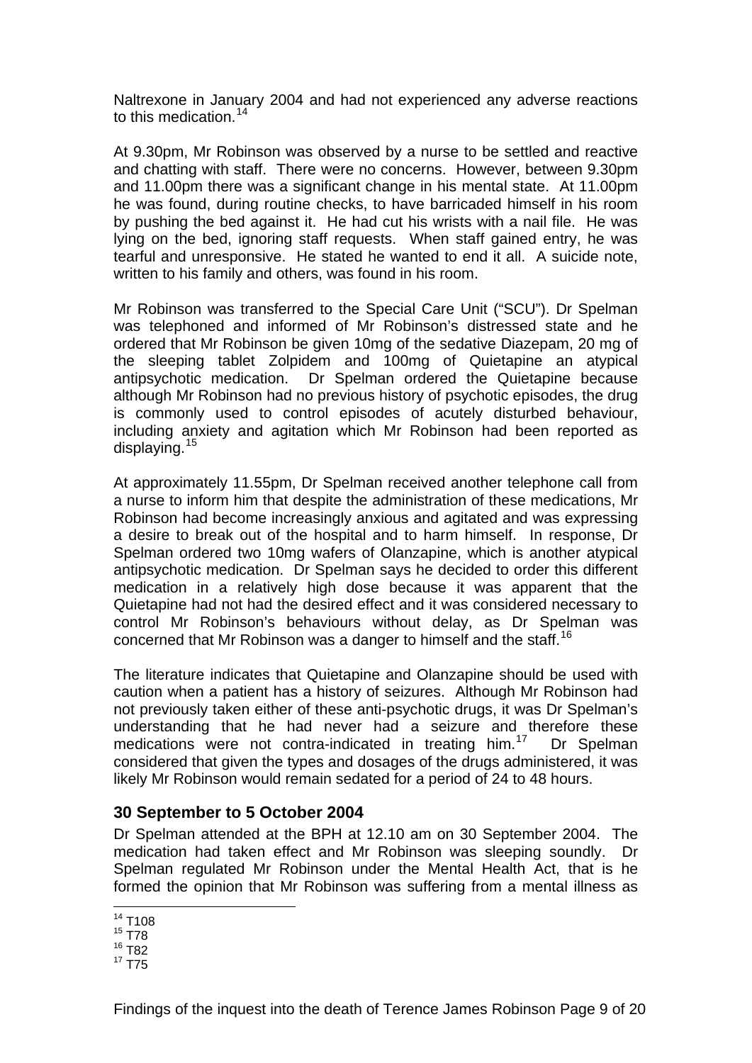Naltrexone in January 2004 and had not experienced any adverse reactions to this medication.[14]

At 9.30pm, Mr Robinson was observed by a nurse to be settled and reactive and chatting with staff. There were no concerns. However, between 9.30pm and 11.00pm there was a significant change in his mental state. At 11.00pm he was found, during routine checks, to have barricaded himself in his room by pushing the bed against it. He had cut his wrists with a nail file. He was lying on the bed, ignoring staff requests. When staff gained entry, he was tearful and unresponsive. He stated he wanted to end it all. A suicide note, written to his family and others, was found in his room.

Mr Robinson was transferred to the Special Care Unit ("SCU"). Dr Spelman was telephoned and informed of Mr Robinson's distressed state and he ordered that Mr Robinson be given 10mg of the sedative Diazepam, 20 mg of the sleeping tablet Zolpidem and 100mg of Quietapine an atypical antipsychotic medication. Dr Spelman ordered the Quietapine because although Mr Robinson had no previous history of psychotic episodes, the drug is commonly used to control episodes of acutely disturbed behaviour, including anxiety and agitation which Mr Robinson had been reported as displaying.[15]

At approximately 11.55pm, Dr Spelman received another telephone call from a nurse to inform him that despite the administration of these medications, Mr Robinson had become increasingly anxious and agitated and was expressing a desire to break out of the hospital and to harm himself. In response, Dr Spelman ordered two 10mg wafers of Olanzapine, which is another atypical antipsychotic medication. Dr Spelman says he decided to order this different medication in a relatively high dose because it was apparent that the Quietapine had not had the desired effect and it was considered necessary to control Mr Robinson's behaviours without delay, as Dr Spelman was concerned that Mr Robinson was a danger to himself and the staff.[16]

The literature indicates that Quietapine and Olanzapine should be used with caution when a patient has a history of seizures. Although Mr Robinson had not previously taken either of these anti-psychotic drugs, it was Dr Spelman's understanding that he had never had a seizure and therefore these medications were not contra-indicated in treating him.[17] Dr Spelman considered that given the types and dosages of the drugs administered, it was likely Mr Robinson would remain sedated for a period of 24 to 48 hours.

## 30 September to 5 October 2004

Dr Spelman attended at the BPH at 12.10 am on 30 September 2004. The medication had taken effect and Mr Robinson was sleeping soundly. Dr Spelman regulated Mr Robinson under the Mental Health Act, that is he formed the opinion that Mr Robinson was suffering from a mental illness as

---

[14] T108
[15] T78
[16] T82
[17] T75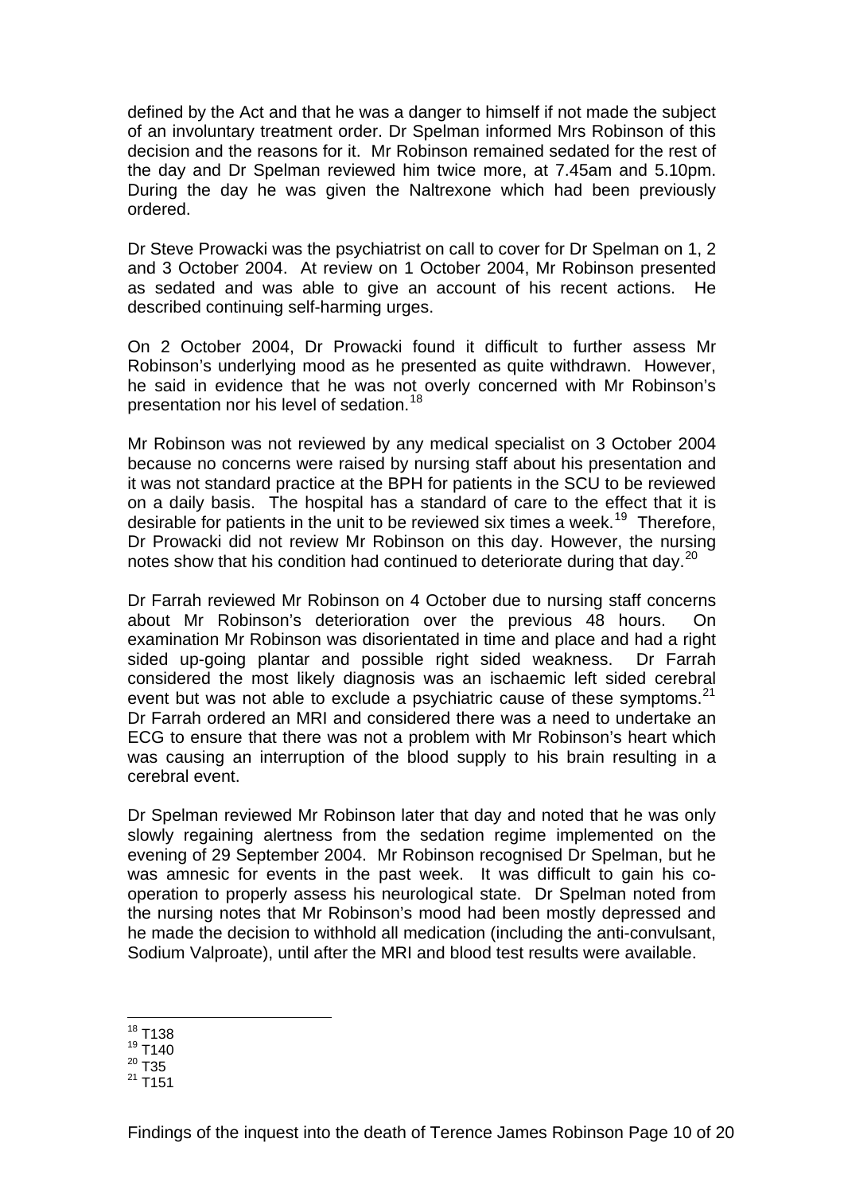defined by the Act and that he was a danger to himself if not made the subject of an involuntary treatment order. Dr Spelman informed Mrs Robinson of this decision and the reasons for it. Mr Robinson remained sedated for the rest of the day and Dr Spelman reviewed him twice more, at 7.45am and 5.10pm. During the day he was given the Naltrexone which had been previously ordered.

Dr Steve Prowacki was the psychiatrist on call to cover for Dr Spelman on 1, 2 and 3 October 2004. At review on 1 October 2004, Mr Robinson presented as sedated and was able to give an account of his recent actions. He described continuing self-harming urges.

On 2 October 2004, Dr Prowacki found it difficult to further assess Mr Robinson's underlying mood as he presented as quite withdrawn. However, he said in evidence that he was not overly concerned with Mr Robinson's presentation nor his level of sedation.[18]

Mr Robinson was not reviewed by any medical specialist on 3 October 2004 because no concerns were raised by nursing staff about his presentation and it was not standard practice at the BPH for patients in the SCU to be reviewed on a daily basis. The hospital has a standard of care to the effect that it is desirable for patients in the unit to be reviewed six times a week.[19] Therefore, Dr Prowacki did not review Mr Robinson on this day. However, the nursing notes show that his condition had continued to deteriorate during that day.[20]

Dr Farrah reviewed Mr Robinson on 4 October due to nursing staff concerns about Mr Robinson's deterioration over the previous 48 hours. On examination Mr Robinson was disorientated in time and place and had a right sided up-going plantar and possible right sided weakness. Dr Farrah considered the most likely diagnosis was an ischaemic left sided cerebral event but was not able to exclude a psychiatric cause of these symptoms.[21] Dr Farrah ordered an MRI and considered there was a need to undertake an ECG to ensure that there was not a problem with Mr Robinson's heart which was causing an interruption of the blood supply to his brain resulting in a cerebral event.

Dr Spelman reviewed Mr Robinson later that day and noted that he was only slowly regaining alertness from the sedation regime implemented on the evening of 29 September 2004. Mr Robinson recognised Dr Spelman, but he was amnesic for events in the past week. It was difficult to gain his co-operation to properly assess his neurological state. Dr Spelman noted from the nursing notes that Mr Robinson's mood had been mostly depressed and he made the decision to withhold all medication (including the anti-convulsant, Sodium Valproate), until after the MRI and blood test results were available.

[18] T138
[19] T140
[20] T35
[21] T151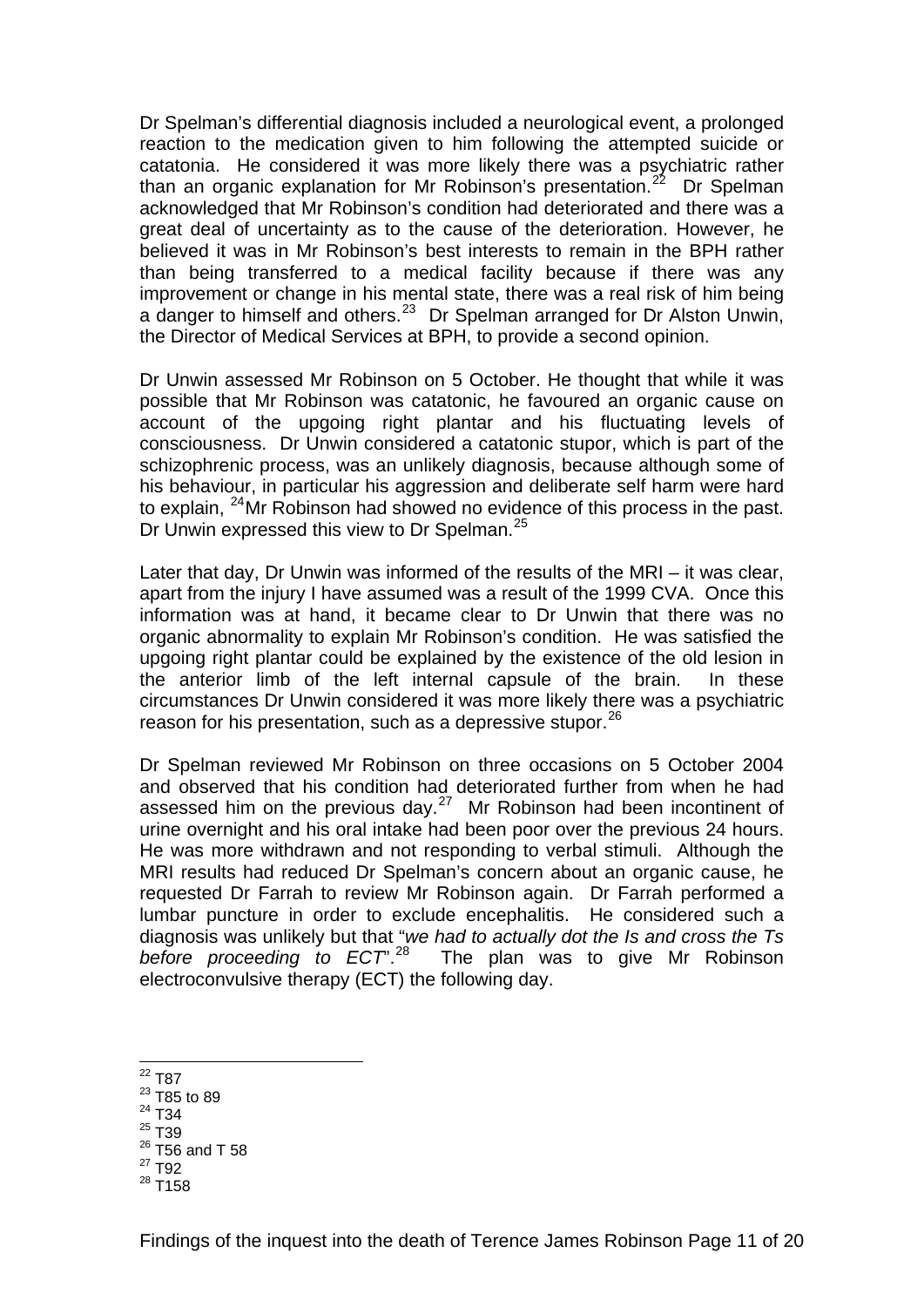Dr Spelman's differential diagnosis included a neurological event, a prolonged reaction to the medication given to him following the attempted suicide or catatonia. He considered it was more likely there was a psychiatric rather than an organic explanation for Mr Robinson's presentation.[22] Dr Spelman acknowledged that Mr Robinson's condition had deteriorated and there was a great deal of uncertainty as to the cause of the deterioration. However, he believed it was in Mr Robinson's best interests to remain in the BPH rather than being transferred to a medical facility because if there was any improvement or change in his mental state, there was a real risk of him being a danger to himself and others.[23] Dr Spelman arranged for Dr Alston Unwin, the Director of Medical Services at BPH, to provide a second opinion.

Dr Unwin assessed Mr Robinson on 5 October. He thought that while it was possible that Mr Robinson was catatonic, he favoured an organic cause on account of the upgoing right plantar and his fluctuating levels of consciousness. Dr Unwin considered a catatonic stupor, which is part of the schizophrenic process, was an unlikely diagnosis, because although some of his behaviour, in particular his aggression and deliberate self harm were hard to explain, [24]Mr Robinson had showed no evidence of this process in the past. Dr Unwin expressed this view to Dr Spelman.[25]

Later that day, Dr Unwin was informed of the results of the MRI – it was clear, apart from the injury I have assumed was a result of the 1999 CVA. Once this information was at hand, it became clear to Dr Unwin that there was no organic abnormality to explain Mr Robinson's condition. He was satisfied the upgoing right plantar could be explained by the existence of the old lesion in the anterior limb of the left internal capsule of the brain. In these circumstances Dr Unwin considered it was more likely there was a psychiatric reason for his presentation, such as a depressive stupor.[26]

Dr Spelman reviewed Mr Robinson on three occasions on 5 October 2004 and observed that his condition had deteriorated further from when he had assessed him on the previous day.[27] Mr Robinson had been incontinent of urine overnight and his oral intake had been poor over the previous 24 hours. He was more withdrawn and not responding to verbal stimuli. Although the MRI results had reduced Dr Spelman's concern about an organic cause, he requested Dr Farrah to review Mr Robinson again. Dr Farrah performed a lumbar puncture in order to exclude encephalitis. He considered such a diagnosis was unlikely but that "*we had to actually dot the Is and cross the Ts before proceeding to ECT*".[28] The plan was to give Mr Robinson electroconvulsive therapy (ECT) the following day.

---

[22] T87
[23] T85 to 89
[24] T34
[25] T39
[26] T56 and T 58
[27] T92
[28] T158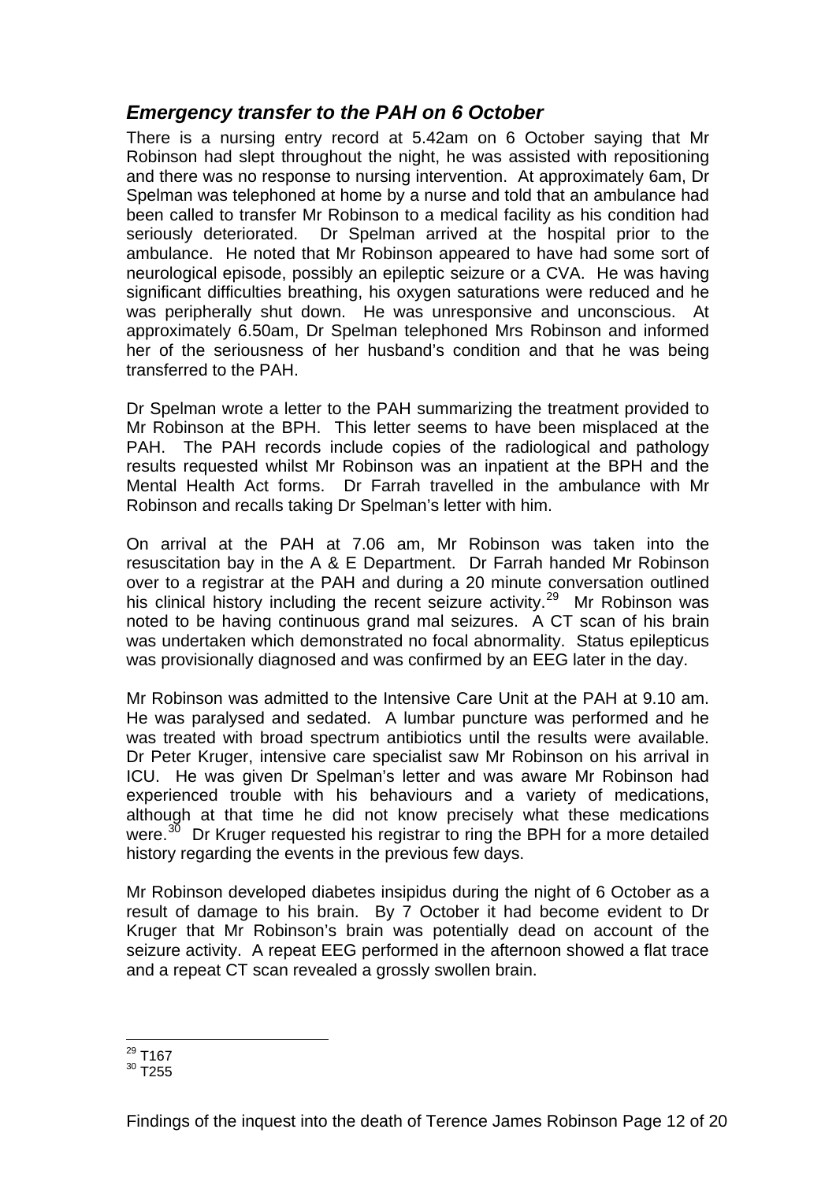## *Emergency transfer to the PAH on 6 October*

There is a nursing entry record at 5.42am on 6 October saying that Mr Robinson had slept throughout the night, he was assisted with repositioning and there was no response to nursing intervention. At approximately 6am, Dr Spelman was telephoned at home by a nurse and told that an ambulance had been called to transfer Mr Robinson to a medical facility as his condition had seriously deteriorated. Dr Spelman arrived at the hospital prior to the ambulance. He noted that Mr Robinson appeared to have had some sort of neurological episode, possibly an epileptic seizure or a CVA. He was having significant difficulties breathing, his oxygen saturations were reduced and he was peripherally shut down. He was unresponsive and unconscious. At approximately 6.50am, Dr Spelman telephoned Mrs Robinson and informed her of the seriousness of her husband's condition and that he was being transferred to the PAH.

Dr Spelman wrote a letter to the PAH summarizing the treatment provided to Mr Robinson at the BPH. This letter seems to have been misplaced at the PAH. The PAH records include copies of the radiological and pathology results requested whilst Mr Robinson was an inpatient at the BPH and the Mental Health Act forms. Dr Farrah travelled in the ambulance with Mr Robinson and recalls taking Dr Spelman's letter with him.

On arrival at the PAH at 7.06 am, Mr Robinson was taken into the resuscitation bay in the A & E Department. Dr Farrah handed Mr Robinson over to a registrar at the PAH and during a 20 minute conversation outlined his clinical history including the recent seizure activity.[29] Mr Robinson was noted to be having continuous grand mal seizures. A CT scan of his brain was undertaken which demonstrated no focal abnormality. Status epilepticus was provisionally diagnosed and was confirmed by an EEG later in the day.

Mr Robinson was admitted to the Intensive Care Unit at the PAH at 9.10 am. He was paralysed and sedated. A lumbar puncture was performed and he was treated with broad spectrum antibiotics until the results were available. Dr Peter Kruger, intensive care specialist saw Mr Robinson on his arrival in ICU. He was given Dr Spelman's letter and was aware Mr Robinson had experienced trouble with his behaviours and a variety of medications, although at that time he did not know precisely what these medications were.[30] Dr Kruger requested his registrar to ring the BPH for a more detailed history regarding the events in the previous few days.

Mr Robinson developed diabetes insipidus during the night of 6 October as a result of damage to his brain. By 7 October it had become evident to Dr Kruger that Mr Robinson's brain was potentially dead on account of the seizure activity. A repeat EEG performed in the afternoon showed a flat trace and a repeat CT scan revealed a grossly swollen brain.

---

[29] T167
[30] T255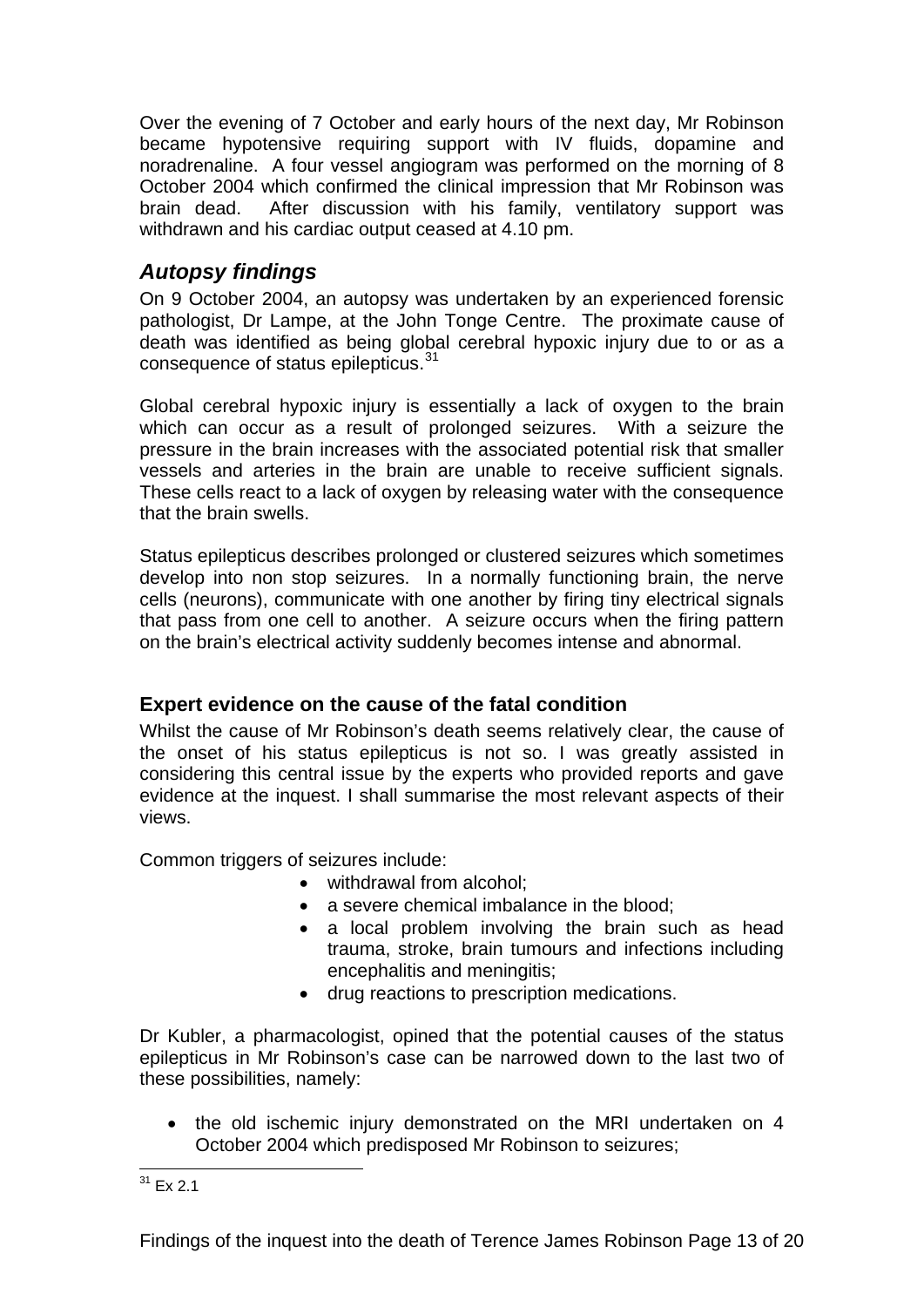Over the evening of 7 October and early hours of the next day, Mr Robinson became hypotensive requiring support with IV fluids, dopamine and noradrenaline. A four vessel angiogram was performed on the morning of 8 October 2004 which confirmed the clinical impression that Mr Robinson was brain dead. After discussion with his family, ventilatory support was withdrawn and his cardiac output ceased at 4.10 pm.

## *Autopsy findings*

On 9 October 2004, an autopsy was undertaken by an experienced forensic pathologist, Dr Lampe, at the John Tonge Centre. The proximate cause of death was identified as being global cerebral hypoxic injury due to or as a consequence of status epilepticus.[31]

Global cerebral hypoxic injury is essentially a lack of oxygen to the brain which can occur as a result of prolonged seizures. With a seizure the pressure in the brain increases with the associated potential risk that smaller vessels and arteries in the brain are unable to receive sufficient signals. These cells react to a lack of oxygen by releasing water with the consequence that the brain swells.

Status epilepticus describes prolonged or clustered seizures which sometimes develop into non stop seizures. In a normally functioning brain, the nerve cells (neurons), communicate with one another by firing tiny electrical signals that pass from one cell to another. A seizure occurs when the firing pattern on the brain's electrical activity suddenly becomes intense and abnormal.

### Expert evidence on the cause of the fatal condition

Whilst the cause of Mr Robinson's death seems relatively clear, the cause of the onset of his status epilepticus is not so. I was greatly assisted in considering this central issue by the experts who provided reports and gave evidence at the inquest. I shall summarise the most relevant aspects of their views.

Common triggers of seizures include:

- withdrawal from alcohol;
- a severe chemical imbalance in the blood;
- a local problem involving the brain such as head trauma, stroke, brain tumours and infections including encephalitis and meningitis;
- drug reactions to prescription medications.

Dr Kubler, a pharmacologist, opined that the potential causes of the status epilepticus in Mr Robinson's case can be narrowed down to the last two of these possibilities, namely:

- the old ischemic injury demonstrated on the MRI undertaken on 4 October 2004 which predisposed Mr Robinson to seizures;

[31] Ex 2.1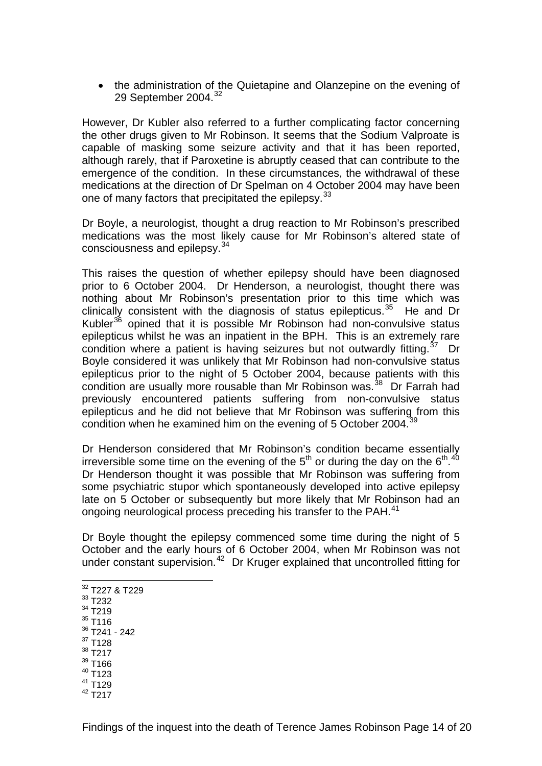- the administration of the Quietapine and Olanzepine on the evening of 29 September 2004.[32]

However, Dr Kubler also referred to a further complicating factor concerning the other drugs given to Mr Robinson. It seems that the Sodium Valproate is capable of masking some seizure activity and that it has been reported, although rarely, that if Paroxetine is abruptly ceased that can contribute to the emergence of the condition. In these circumstances, the withdrawal of these medications at the direction of Dr Spelman on 4 October 2004 may have been one of many factors that precipitated the epilepsy.[33]

Dr Boyle, a neurologist, thought a drug reaction to Mr Robinson's prescribed medications was the most likely cause for Mr Robinson's altered state of consciousness and epilepsy.[34]

This raises the question of whether epilepsy should have been diagnosed prior to 6 October 2004. Dr Henderson, a neurologist, thought there was nothing about Mr Robinson's presentation prior to this time which was clinically consistent with the diagnosis of status epilepticus.[35] He and Dr Kubler[36] opined that it is possible Mr Robinson had non-convulsive status epilepticus whilst he was an inpatient in the BPH. This is an extremely rare condition where a patient is having seizures but not outwardly fitting.[37] Dr Boyle considered it was unlikely that Mr Robinson had non-convulsive status epilepticus prior to the night of 5 October 2004, because patients with this condition are usually more rousable than Mr Robinson was.[38] Dr Farrah had previously encountered patients suffering from non-convulsive status epilepticus and he did not believe that Mr Robinson was suffering from this condition when he examined him on the evening of 5 October 2004.[39]

Dr Henderson considered that Mr Robinson's condition became essentially irreversible some time on the evening of the 5$^{th}$ or during the day on the 6$^{th}$.[40] Dr Henderson thought it was possible that Mr Robinson was suffering from some psychiatric stupor which spontaneously developed into active epilepsy late on 5 October or subsequently but more likely that Mr Robinson had an ongoing neurological process preceding his transfer to the PAH.[41]

Dr Boyle thought the epilepsy commenced some time during the night of 5 October and the early hours of 6 October 2004, when Mr Robinson was not under constant supervision.[42] Dr Kruger explained that uncontrolled fitting for

---

[32] T227 & T229
[33] T232
[34] T219
[35] T116
[36] T241 - 242
[37] T128
[38] T217
[39] T166
[40] T123
[41] T129
[42] T217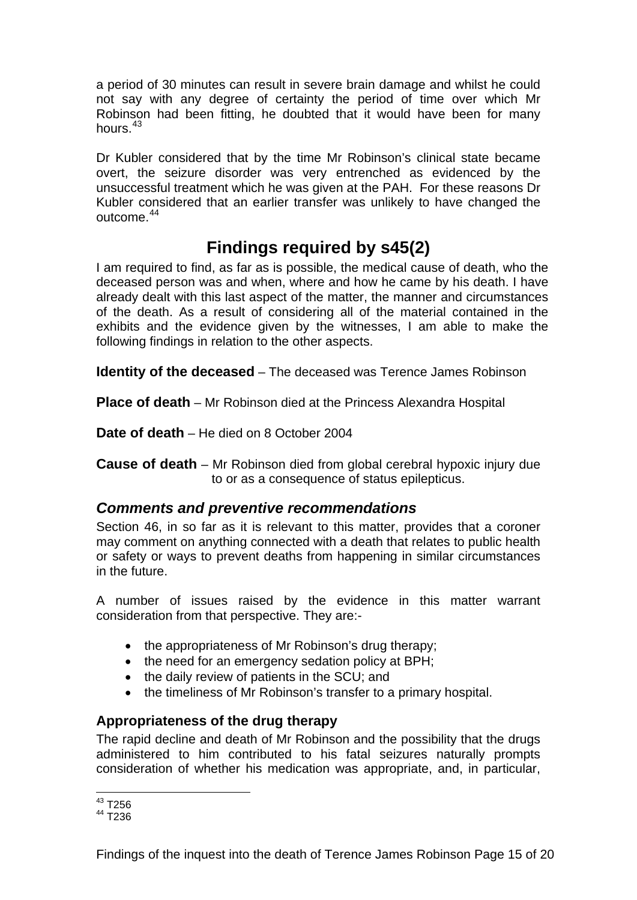a period of 30 minutes can result in severe brain damage and whilst he could not say with any degree of certainty the period of time over which Mr Robinson had been fitting, he doubted that it would have been for many hours.[43]

Dr Kubler considered that by the time Mr Robinson's clinical state became overt, the seizure disorder was very entrenched as evidenced by the unsuccessful treatment which he was given at the PAH. For these reasons Dr Kubler considered that an earlier transfer was unlikely to have changed the outcome.[44]

## Findings required by s45(2)

I am required to find, as far as is possible, the medical cause of death, who the deceased person was and when, where and how he came by his death. I have already dealt with this last aspect of the matter, the manner and circumstances of the death. As a result of considering all of the material contained in the exhibits and the evidence given by the witnesses, I am able to make the following findings in relation to the other aspects.

**Identity of the deceased** – The deceased was Terence James Robinson

**Place of death** – Mr Robinson died at the Princess Alexandra Hospital

**Date of death** – He died on 8 October 2004

**Cause of death** – Mr Robinson died from global cerebral hypoxic injury due to or as a consequence of status epilepticus.

### *Comments and preventive recommendations*

Section 46, in so far as it is relevant to this matter, provides that a coroner may comment on anything connected with a death that relates to public health or safety or ways to prevent deaths from happening in similar circumstances in the future.

A number of issues raised by the evidence in this matter warrant consideration from that perspective. They are:-

- the appropriateness of Mr Robinson's drug therapy;
- the need for an emergency sedation policy at BPH;
- the daily review of patients in the SCU; and
- the timeliness of Mr Robinson's transfer to a primary hospital.

#### Appropriateness of the drug therapy

The rapid decline and death of Mr Robinson and the possibility that the drugs administered to him contributed to his fatal seizures naturally prompts consideration of whether his medication was appropriate, and, in particular,

[43] T256
[44] T236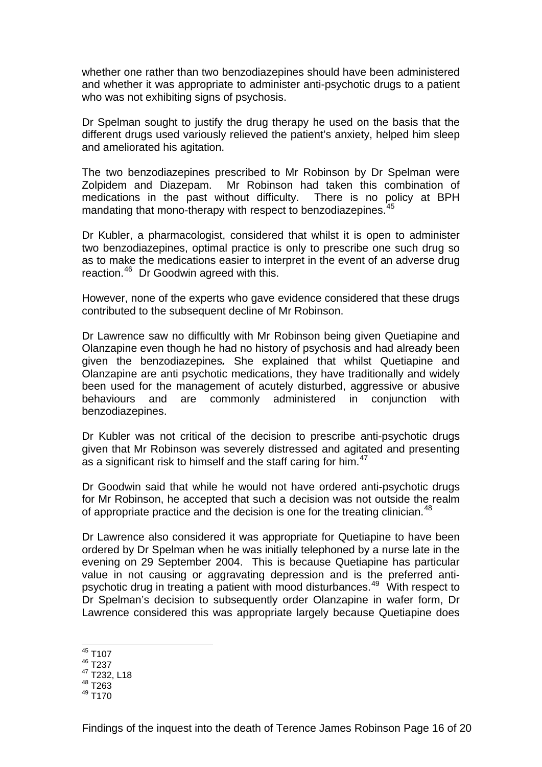whether one rather than two benzodiazepines should have been administered and whether it was appropriate to administer anti-psychotic drugs to a patient who was not exhibiting signs of psychosis.

Dr Spelman sought to justify the drug therapy he used on the basis that the different drugs used variously relieved the patient's anxiety, helped him sleep and ameliorated his agitation.

The two benzodiazepines prescribed to Mr Robinson by Dr Spelman were Zolpidem and Diazepam. Mr Robinson had taken this combination of medications in the past without difficulty. There is no policy at BPH mandating that mono-therapy with respect to benzodiazepines.[45]

Dr Kubler, a pharmacologist, considered that whilst it is open to administer two benzodiazepines, optimal practice is only to prescribe one such drug so as to make the medications easier to interpret in the event of an adverse drug reaction.[46] Dr Goodwin agreed with this.

However, none of the experts who gave evidence considered that these drugs contributed to the subsequent decline of Mr Robinson.

Dr Lawrence saw no difficultly with Mr Robinson being given Quetiapine and Olanzapine even though he had no history of psychosis and had already been given the benzodiazepines*.* She explained that whilst Quetiapine and Olanzapine are anti psychotic medications, they have traditionally and widely been used for the management of acutely disturbed, aggressive or abusive behaviours and are commonly administered in conjunction with benzodiazepines.

Dr Kubler was not critical of the decision to prescribe anti-psychotic drugs given that Mr Robinson was severely distressed and agitated and presenting as a significant risk to himself and the staff caring for him.[47]

Dr Goodwin said that while he would not have ordered anti-psychotic drugs for Mr Robinson, he accepted that such a decision was not outside the realm of appropriate practice and the decision is one for the treating clinician.[48]

Dr Lawrence also considered it was appropriate for Quetiapine to have been ordered by Dr Spelman when he was initially telephoned by a nurse late in the evening on 29 September 2004. This is because Quetiapine has particular value in not causing or aggravating depression and is the preferred anti-psychotic drug in treating a patient with mood disturbances.[49] With respect to Dr Spelman's decision to subsequently order Olanzapine in wafer form, Dr Lawrence considered this was appropriate largely because Quetiapine does

---

[45] T107
[46] T237
[47] T232, L18
[48] T263
[49] T170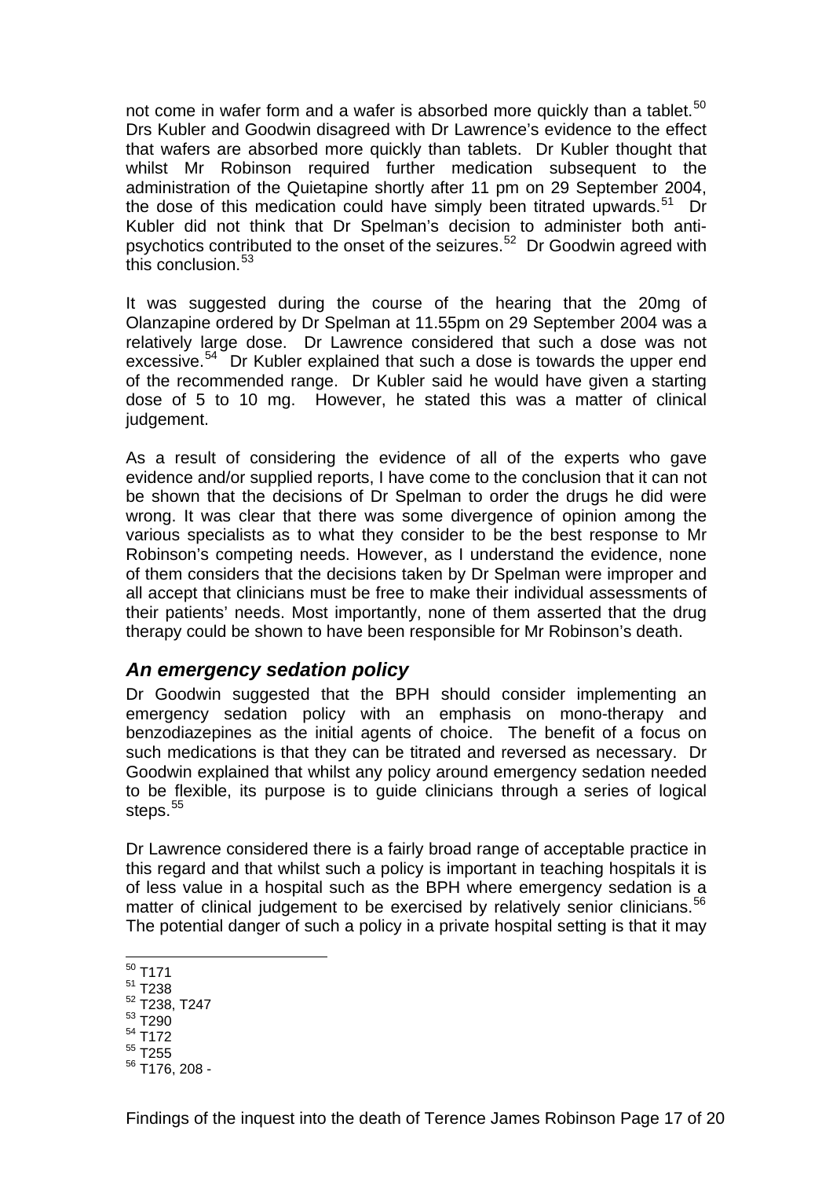not come in wafer form and a wafer is absorbed more quickly than a tablet.[50] Drs Kubler and Goodwin disagreed with Dr Lawrence's evidence to the effect that wafers are absorbed more quickly than tablets. Dr Kubler thought that whilst Mr Robinson required further medication subsequent to the administration of the Quietapine shortly after 11 pm on 29 September 2004, the dose of this medication could have simply been titrated upwards.[51] Dr Kubler did not think that Dr Spelman's decision to administer both anti-psychotics contributed to the onset of the seizures.[52] Dr Goodwin agreed with this conclusion.[53]

It was suggested during the course of the hearing that the 20mg of Olanzapine ordered by Dr Spelman at 11.55pm on 29 September 2004 was a relatively large dose. Dr Lawrence considered that such a dose was not excessive.[54] Dr Kubler explained that such a dose is towards the upper end of the recommended range. Dr Kubler said he would have given a starting dose of 5 to 10 mg. However, he stated this was a matter of clinical judgement.

As a result of considering the evidence of all of the experts who gave evidence and/or supplied reports, I have come to the conclusion that it can not be shown that the decisions of Dr Spelman to order the drugs he did were wrong. It was clear that there was some divergence of opinion among the various specialists as to what they consider to be the best response to Mr Robinson's competing needs. However, as I understand the evidence, none of them considers that the decisions taken by Dr Spelman were improper and all accept that clinicians must be free to make their individual assessments of their patients' needs. Most importantly, none of them asserted that the drug therapy could be shown to have been responsible for Mr Robinson's death.

## *An emergency sedation policy*

Dr Goodwin suggested that the BPH should consider implementing an emergency sedation policy with an emphasis on mono-therapy and benzodiazepines as the initial agents of choice. The benefit of a focus on such medications is that they can be titrated and reversed as necessary. Dr Goodwin explained that whilst any policy around emergency sedation needed to be flexible, its purpose is to guide clinicians through a series of logical steps.[55]

Dr Lawrence considered there is a fairly broad range of acceptable practice in this regard and that whilst such a policy is important in teaching hospitals it is of less value in a hospital such as the BPH where emergency sedation is a matter of clinical judgement to be exercised by relatively senior clinicians.[56] The potential danger of such a policy in a private hospital setting is that it may

---

[50] T171
[51] T238
[52] T238, T247
[53] T290
[54] T172
[55] T255
[56] T176, 208 -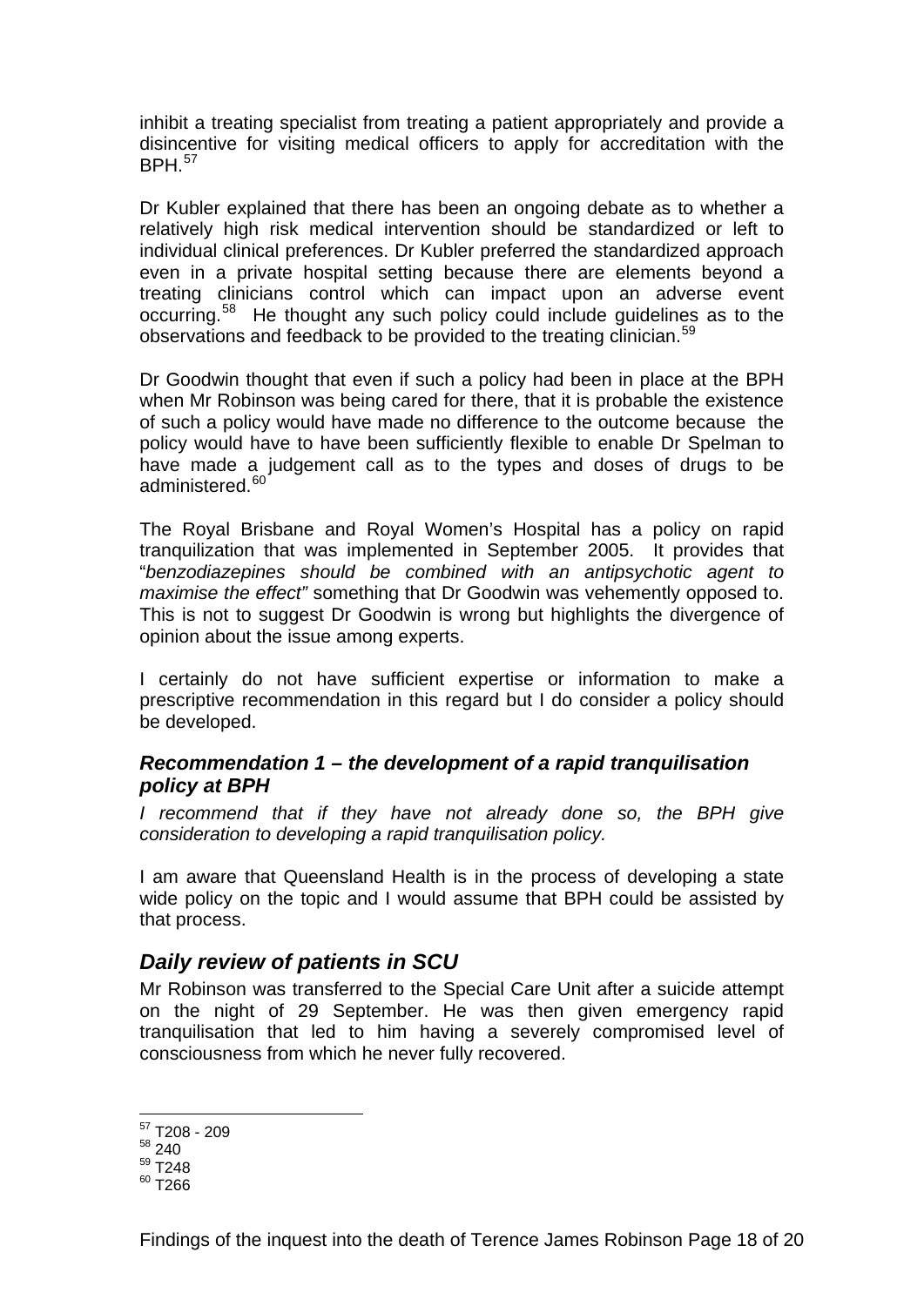inhibit a treating specialist from treating a patient appropriately and provide a disincentive for visiting medical officers to apply for accreditation with the BPH.[57]

Dr Kubler explained that there has been an ongoing debate as to whether a relatively high risk medical intervention should be standardized or left to individual clinical preferences. Dr Kubler preferred the standardized approach even in a private hospital setting because there are elements beyond a treating clinicians control which can impact upon an adverse event occurring.[58] He thought any such policy could include guidelines as to the observations and feedback to be provided to the treating clinician.[59]

Dr Goodwin thought that even if such a policy had been in place at the BPH when Mr Robinson was being cared for there, that it is probable the existence of such a policy would have made no difference to the outcome because the policy would have to have been sufficiently flexible to enable Dr Spelman to have made a judgement call as to the types and doses of drugs to be administered.[60]

The Royal Brisbane and Royal Women's Hospital has a policy on rapid tranquilization that was implemented in September 2005. It provides that "*benzodiazepines should be combined with an antipsychotic agent to maximise the effect"* something that Dr Goodwin was vehemently opposed to. This is not to suggest Dr Goodwin is wrong but highlights the divergence of opinion about the issue among experts.

I certainly do not have sufficient expertise or information to make a prescriptive recommendation in this regard but I do consider a policy should be developed.

### *Recommendation 1 – the development of a rapid tranquilisation policy at BPH*

*I recommend that if they have not already done so, the BPH give consideration to developing a rapid tranquilisation policy.*

I am aware that Queensland Health is in the process of developing a state wide policy on the topic and I would assume that BPH could be assisted by that process.

## *Daily review of patients in SCU*

Mr Robinson was transferred to the Special Care Unit after a suicide attempt on the night of 29 September. He was then given emergency rapid tranquilisation that led to him having a severely compromised level of consciousness from which he never fully recovered.

---

[57] T208 - 209
[58] 240
[59] T248
[60] T266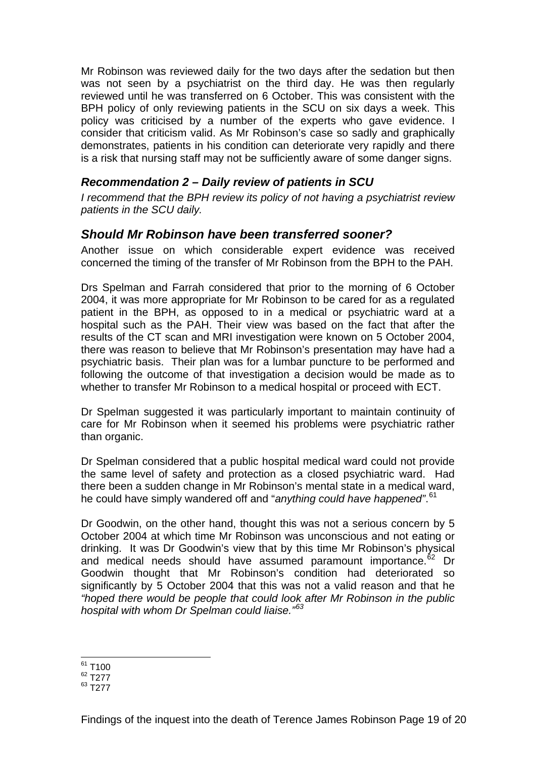Mr Robinson was reviewed daily for the two days after the sedation but then was not seen by a psychiatrist on the third day. He was then regularly reviewed until he was transferred on 6 October. This was consistent with the BPH policy of only reviewing patients in the SCU on six days a week. This policy was criticised by a number of the experts who gave evidence. I consider that criticism valid. As Mr Robinson's case so sadly and graphically demonstrates, patients in his condition can deteriorate very rapidly and there is a risk that nursing staff may not be sufficiently aware of some danger signs.

### *Recommendation 2 – Daily review of patients in SCU*

*I recommend that the BPH review its policy of not having a psychiatrist review patients in the SCU daily.*

## *Should Mr Robinson have been transferred sooner?*

Another issue on which considerable expert evidence was received concerned the timing of the transfer of Mr Robinson from the BPH to the PAH.

Drs Spelman and Farrah considered that prior to the morning of 6 October 2004, it was more appropriate for Mr Robinson to be cared for as a regulated patient in the BPH, as opposed to in a medical or psychiatric ward at a hospital such as the PAH. Their view was based on the fact that after the results of the CT scan and MRI investigation were known on 5 October 2004, there was reason to believe that Mr Robinson's presentation may have had a psychiatric basis. Their plan was for a lumbar puncture to be performed and following the outcome of that investigation a decision would be made as to whether to transfer Mr Robinson to a medical hospital or proceed with ECT.

Dr Spelman suggested it was particularly important to maintain continuity of care for Mr Robinson when it seemed his problems were psychiatric rather than organic.

Dr Spelman considered that a public hospital medical ward could not provide the same level of safety and protection as a closed psychiatric ward. Had there been a sudden change in Mr Robinson's mental state in a medical ward, he could have simply wandered off and "*anything could have happened*".[61]

Dr Goodwin, on the other hand, thought this was not a serious concern by 5 October 2004 at which time Mr Robinson was unconscious and not eating or drinking. It was Dr Goodwin's view that by this time Mr Robinson's physical and medical needs should have assumed paramount importance.[62] Dr Goodwin thought that Mr Robinson's condition had deteriorated so significantly by 5 October 2004 that this was not a valid reason and that he *"hoped there would be people that could look after Mr Robinson in the public hospital with whom Dr Spelman could liaise."*[63]

---

[61] T100
[62] T277
[63] T277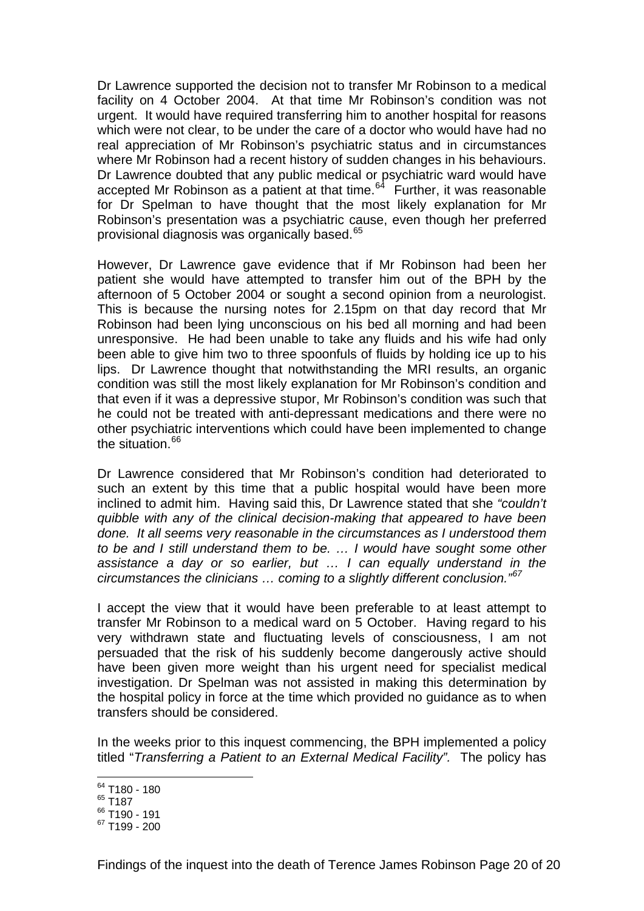Dr Lawrence supported the decision not to transfer Mr Robinson to a medical facility on 4 October 2004. At that time Mr Robinson's condition was not urgent. It would have required transferring him to another hospital for reasons which were not clear, to be under the care of a doctor who would have had no real appreciation of Mr Robinson's psychiatric status and in circumstances where Mr Robinson had a recent history of sudden changes in his behaviours. Dr Lawrence doubted that any public medical or psychiatric ward would have accepted Mr Robinson as a patient at that time.[64] Further, it was reasonable for Dr Spelman to have thought that the most likely explanation for Mr Robinson's presentation was a psychiatric cause, even though her preferred provisional diagnosis was organically based.[65]

However, Dr Lawrence gave evidence that if Mr Robinson had been her patient she would have attempted to transfer him out of the BPH by the afternoon of 5 October 2004 or sought a second opinion from a neurologist. This is because the nursing notes for 2.15pm on that day record that Mr Robinson had been lying unconscious on his bed all morning and had been unresponsive. He had been unable to take any fluids and his wife had only been able to give him two to three spoonfuls of fluids by holding ice up to his lips. Dr Lawrence thought that notwithstanding the MRI results, an organic condition was still the most likely explanation for Mr Robinson's condition and that even if it was a depressive stupor, Mr Robinson's condition was such that he could not be treated with anti-depressant medications and there were no other psychiatric interventions which could have been implemented to change the situation.[66]

Dr Lawrence considered that Mr Robinson's condition had deteriorated to such an extent by this time that a public hospital would have been more inclined to admit him. Having said this, Dr Lawrence stated that she *"couldn't quibble with any of the clinical decision-making that appeared to have been done. It all seems very reasonable in the circumstances as I understood them to be and I still understand them to be. … I would have sought some other assistance a day or so earlier, but … I can equally understand in the circumstances the clinicians … coming to a slightly different conclusion."*[67]

I accept the view that it would have been preferable to at least attempt to transfer Mr Robinson to a medical ward on 5 October. Having regard to his very withdrawn state and fluctuating levels of consciousness, I am not persuaded that the risk of his suddenly become dangerously active should have been given more weight than his urgent need for specialist medical investigation. Dr Spelman was not assisted in making this determination by the hospital policy in force at the time which provided no guidance as to when transfers should be considered.

In the weeks prior to this inquest commencing, the BPH implemented a policy titled "*Transferring a Patient to an External Medical Facility".* The policy has

---

[64] T180 - 180
[65] T187
[66] T190 - 191
[67] T199 - 200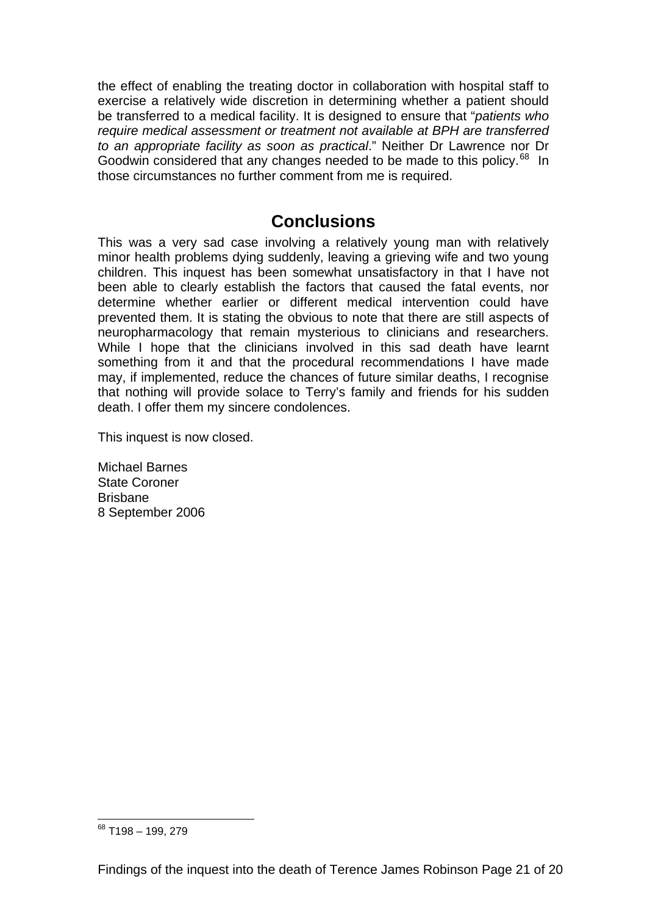the effect of enabling the treating doctor in collaboration with hospital staff to exercise a relatively wide discretion in determining whether a patient should be transferred to a medical facility. It is designed to ensure that "*patients who require medical assessment or treatment not available at BPH are transferred to an appropriate facility as soon as practical*." Neither Dr Lawrence nor Dr Goodwin considered that any changes needed to be made to this policy.[68] In those circumstances no further comment from me is required.

## Conclusions

This was a very sad case involving a relatively young man with relatively minor health problems dying suddenly, leaving a grieving wife and two young children. This inquest has been somewhat unsatisfactory in that I have not been able to clearly establish the factors that caused the fatal events, nor determine whether earlier or different medical intervention could have prevented them. It is stating the obvious to note that there are still aspects of neuropharmacology that remain mysterious to clinicians and researchers. While I hope that the clinicians involved in this sad death have learnt something from it and that the procedural recommendations I have made may, if implemented, reduce the chances of future similar deaths, I recognise that nothing will provide solace to Terry's family and friends for his sudden death. I offer them my sincere condolences.

This inquest is now closed.

Michael Barnes
State Coroner
Brisbane
8 September 2006

[68] T198 – 199, 279